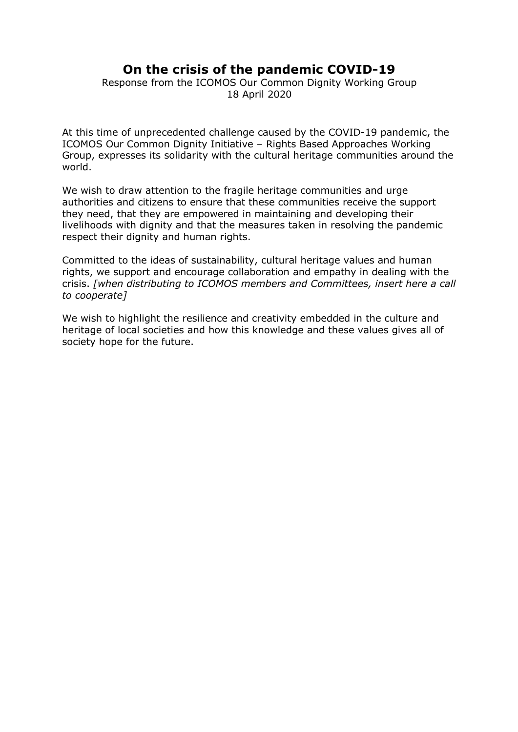# On the crisis of the pandemic COVID-19

Response from the ICOMOS Our Common Dignity Working Group
18 April 2020

At this time of unprecedented challenge caused by the COVID-19 pandemic, the ICOMOS Our Common Dignity Initiative – Rights Based Approaches Working Group, expresses its solidarity with the cultural heritage communities around the world.

We wish to draw attention to the fragile heritage communities and urge authorities and citizens to ensure that these communities receive the support they need, that they are empowered in maintaining and developing their livelihoods with dignity and that the measures taken in resolving the pandemic respect their dignity and human rights.

Committed to the ideas of sustainability, cultural heritage values and human rights, we support and encourage collaboration and empathy in dealing with the crisis. *[when distributing to ICOMOS members and Committees, insert here a call to cooperate]*

We wish to highlight the resilience and creativity embedded in the culture and heritage of local societies and how this knowledge and these values gives all of society hope for the future.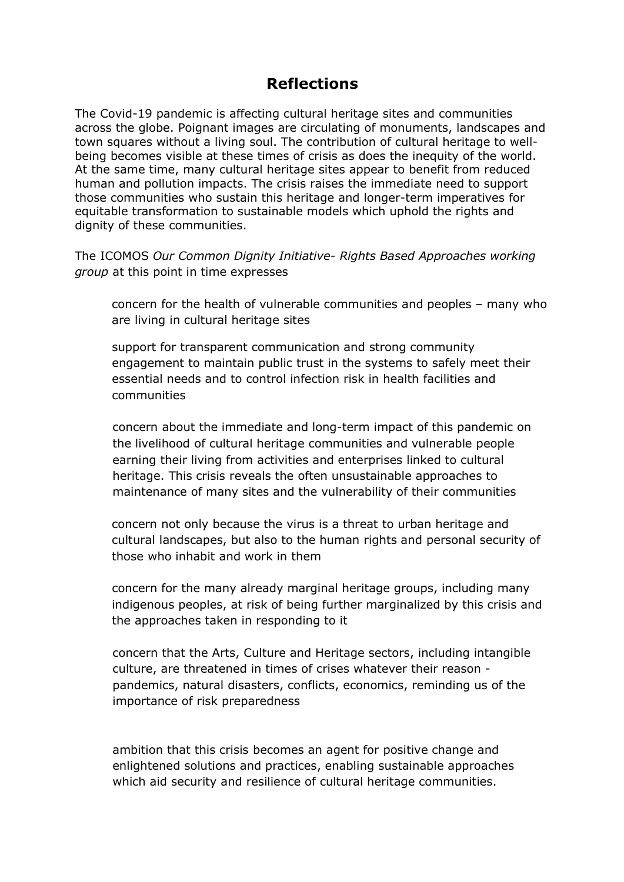# Reflections

The Covid-19 pandemic is affecting cultural heritage sites and communities across the globe. Poignant images are circulating of monuments, landscapes and town squares without a living soul. The contribution of cultural heritage to well-being becomes visible at these times of crisis as does the inequity of the world. At the same time, many cultural heritage sites appear to benefit from reduced human and pollution impacts. The crisis raises the immediate need to support those communities who sustain this heritage and longer-term imperatives for equitable transformation to sustainable models which uphold the rights and dignity of these communities.

The ICOMOS *Our Common Dignity Initiative- Rights Based Approaches working group* at this point in time expresses

> concern for the health of vulnerable communities and peoples – many who are living in cultural heritage sites
>
> support for transparent communication and strong community engagement to maintain public trust in the systems to safely meet their essential needs and to control infection risk in health facilities and communities
>
> concern about the immediate and long-term impact of this pandemic on the livelihood of cultural heritage communities and vulnerable people earning their living from activities and enterprises linked to cultural heritage. This crisis reveals the often unsustainable approaches to maintenance of many sites and the vulnerability of their communities
>
> concern not only because the virus is a threat to urban heritage and cultural landscapes, but also to the human rights and personal security of those who inhabit and work in them
>
> concern for the many already marginal heritage groups, including many indigenous peoples, at risk of being further marginalized by this crisis and the approaches taken in responding to it
>
> concern that the Arts, Culture and Heritage sectors, including intangible culture, are threatened in times of crises whatever their reason - pandemics, natural disasters, conflicts, economics, reminding us of the importance of risk preparedness
>
> ambition that this crisis becomes an agent for positive change and enlightened solutions and practices, enabling sustainable approaches which aid security and resilience of cultural heritage communities.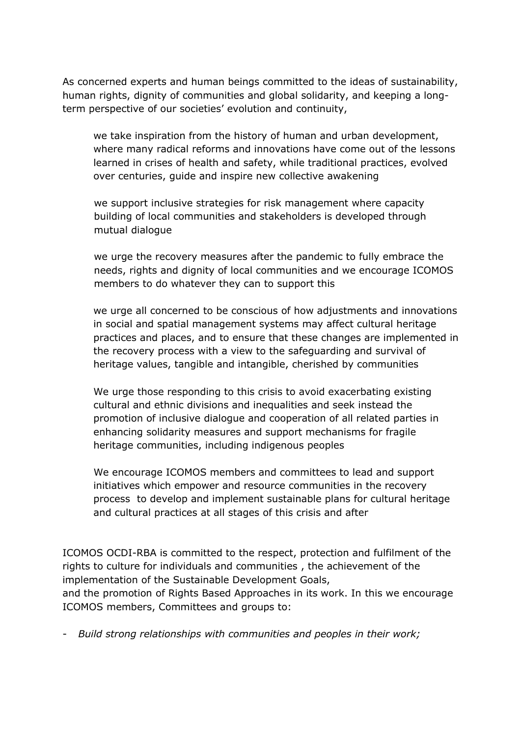As concerned experts and human beings committed to the ideas of sustainability, human rights, dignity of communities and global solidarity, and keeping a long-term perspective of our societies' evolution and continuity,

> we take inspiration from the history of human and urban development, where many radical reforms and innovations have come out of the lessons learned in crises of health and safety, while traditional practices, evolved over centuries, guide and inspire new collective awakening
>
> we support inclusive strategies for risk management where capacity building of local communities and stakeholders is developed through mutual dialogue
>
> we urge the recovery measures after the pandemic to fully embrace the needs, rights and dignity of local communities and we encourage ICOMOS members to do whatever they can to support this
>
> we urge all concerned to be conscious of how adjustments and innovations in social and spatial management systems may affect cultural heritage practices and places, and to ensure that these changes are implemented in the recovery process with a view to the safeguarding and survival of heritage values, tangible and intangible, cherished by communities
>
> We urge those responding to this crisis to avoid exacerbating existing cultural and ethnic divisions and inequalities and seek instead the promotion of inclusive dialogue and cooperation of all related parties in enhancing solidarity measures and support mechanisms for fragile heritage communities, including indigenous peoples
>
> We encourage ICOMOS members and committees to lead and support initiatives which empower and resource communities in the recovery process to develop and implement sustainable plans for cultural heritage and cultural practices at all stages of this crisis and after

ICOMOS OCDI-RBA is committed to the respect, protection and fulfilment of the rights to culture for individuals and communities , the achievement of the implementation of the Sustainable Development Goals,
and the promotion of Rights Based Approaches in its work. In this we encourage ICOMOS members, Committees and groups to:

- *Build strong relationships with communities and peoples in their work;*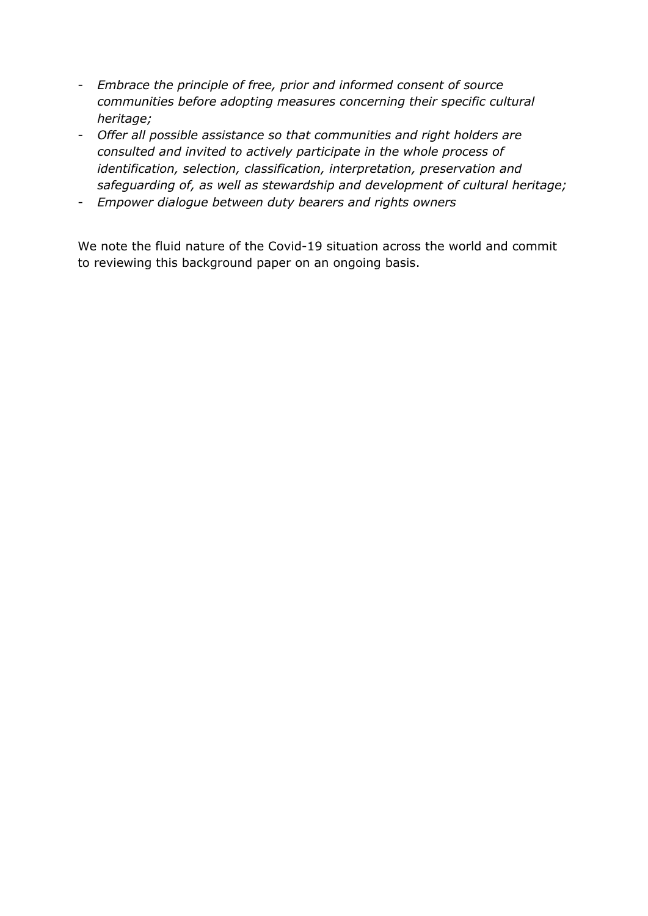- *Embrace the principle of free, prior and informed consent of source communities before adopting measures concerning their specific cultural heritage;*
- *Offer all possible assistance so that communities and right holders are consulted and invited to actively participate in the whole process of identification, selection, classification, interpretation, preservation and safeguarding of, as well as stewardship and development of cultural heritage;*
- *Empower dialogue between duty bearers and rights owners*

We note the fluid nature of the Covid-19 situation across the world and commit to reviewing this background paper on an ongoing basis.